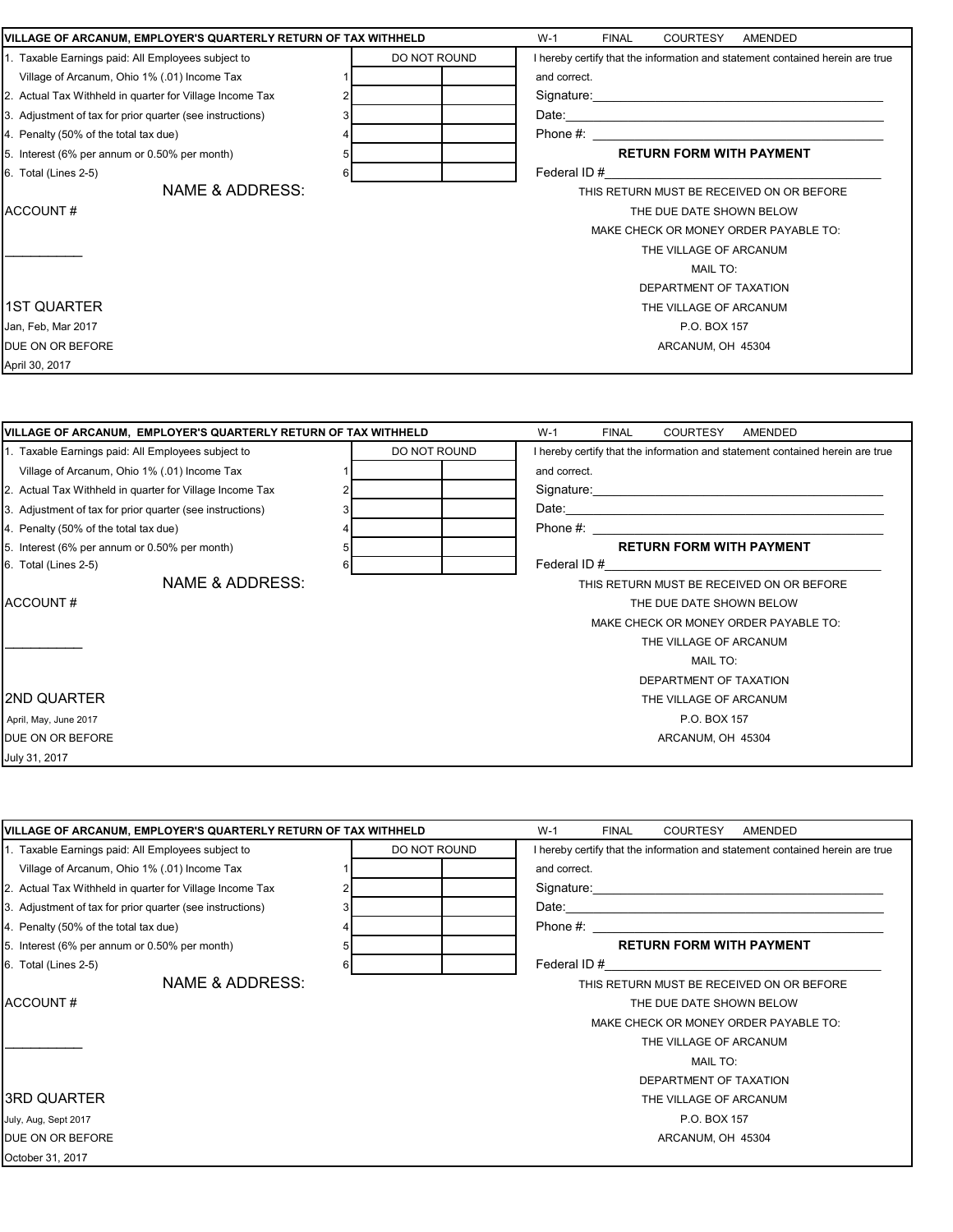## VILLAGE OF ARCANUM, EMPLOYER'S QUARTERLY RETURN OF TAX WITHHELD

W-1 FINAL COURTESY AMENDED

| | | DO NOT ROUND | |
|---|---|---|---|
| 1. Taxable Earnings paid: All Employees subject to Village of Arcanum, Ohio 1% (.01) Income Tax | 1 | | |
| 2. Actual Tax Withheld in quarter for Village Income Tax | 2 | | |
| 3. Adjustment of tax for prior quarter (see instructions) | 3 | | |
| 4. Penalty (50% of the total tax due) | 4 | | |
| 5. Interest (6% per annum or 0.50% per month) | 5 | | |
| 6. Total (Lines 2-5) | 6 | | |

I hereby certify that the information and statement contained herein are true and correct.

Signature:\_\_\_\_\_\_\_\_\_\_\_\_\_\_\_\_\_\_\_\_\_\_\_\_\_\_\_\_\_\_

Date:\_\_\_\_\_\_\_\_\_\_\_\_\_\_\_\_\_\_\_\_\_\_\_\_\_\_\_\_\_\_

Phone #: \_\_\_\_\_\_\_\_\_\_\_\_\_\_\_\_\_\_\_\_\_\_\_\_\_\_\_\_\_\_

**RETURN FORM WITH PAYMENT**

Federal ID #\_\_\_\_\_\_\_\_\_\_\_\_\_\_\_\_\_\_\_\_\_\_\_\_\_\_\_\_\_\_

NAME & ADDRESS:

ACCOUNT #

\_\_\_\_\_\_\_\_\_\_\_

1ST QUARTER

Jan, Feb, Mar 2017

DUE ON OR BEFORE

April 30, 2017

THIS RETURN MUST BE RECEIVED ON OR BEFORE
THE DUE DATE SHOWN BELOW
MAKE CHECK OR MONEY ORDER PAYABLE TO:
THE VILLAGE OF ARCANUM
MAIL TO:
DEPARTMENT OF TAXATION
THE VILLAGE OF ARCANUM
P.O. BOX 157
ARCANUM, OH 45304

---

## VILLAGE OF ARCANUM, EMPLOYER'S QUARTERLY RETURN OF TAX WITHHELD

W-1 FINAL COURTESY AMENDED

| | | DO NOT ROUND | |
|---|---|---|---|
| 1. Taxable Earnings paid: All Employees subject to Village of Arcanum, Ohio 1% (.01) Income Tax | 1 | | |
| 2. Actual Tax Withheld in quarter for Village Income Tax | 2 | | |
| 3. Adjustment of tax for prior quarter (see instructions) | 3 | | |
| 4. Penalty (50% of the total tax due) | 4 | | |
| 5. Interest (6% per annum or 0.50% per month) | 5 | | |
| 6. Total (Lines 2-5) | 6 | | |

I hereby certify that the information and statement contained herein are true and correct.

Signature:\_\_\_\_\_\_\_\_\_\_\_\_\_\_\_\_\_\_\_\_\_\_\_\_\_\_\_\_\_\_

Date:\_\_\_\_\_\_\_\_\_\_\_\_\_\_\_\_\_\_\_\_\_\_\_\_\_\_\_\_\_\_

Phone #: \_\_\_\_\_\_\_\_\_\_\_\_\_\_\_\_\_\_\_\_\_\_\_\_\_\_\_\_\_\_

**RETURN FORM WITH PAYMENT**

Federal ID #\_\_\_\_\_\_\_\_\_\_\_\_\_\_\_\_\_\_\_\_\_\_\_\_\_\_\_\_\_\_

NAME & ADDRESS:

ACCOUNT #

\_\_\_\_\_\_\_\_\_\_\_

2ND QUARTER

April, May, June 2017

DUE ON OR BEFORE

July 31, 2017

THIS RETURN MUST BE RECEIVED ON OR BEFORE
THE DUE DATE SHOWN BELOW
MAKE CHECK OR MONEY ORDER PAYABLE TO:
THE VILLAGE OF ARCANUM
MAIL TO:
DEPARTMENT OF TAXATION
THE VILLAGE OF ARCANUM
P.O. BOX 157
ARCANUM, OH 45304

---

## VILLAGE OF ARCANUM, EMPLOYER'S QUARTERLY RETURN OF TAX WITHHELD

W-1 FINAL COURTESY AMENDED

| | | DO NOT ROUND | |
|---|---|---|---|
| 1. Taxable Earnings paid: All Employees subject to Village of Arcanum, Ohio 1% (.01) Income Tax | 1 | | |
| 2. Actual Tax Withheld in quarter for Village Income Tax | 2 | | |
| 3. Adjustment of tax for prior quarter (see instructions) | 3 | | |
| 4. Penalty (50% of the total tax due) | 4 | | |
| 5. Interest (6% per annum or 0.50% per month) | 5 | | |
| 6. Total (Lines 2-5) | 6 | | |

I hereby certify that the information and statement contained herein are true and correct.

Signature:\_\_\_\_\_\_\_\_\_\_\_\_\_\_\_\_\_\_\_\_\_\_\_\_\_\_\_\_\_\_

Date:\_\_\_\_\_\_\_\_\_\_\_\_\_\_\_\_\_\_\_\_\_\_\_\_\_\_\_\_\_\_

Phone #: \_\_\_\_\_\_\_\_\_\_\_\_\_\_\_\_\_\_\_\_\_\_\_\_\_\_\_\_\_\_

**RETURN FORM WITH PAYMENT**

Federal ID #\_\_\_\_\_\_\_\_\_\_\_\_\_\_\_\_\_\_\_\_\_\_\_\_\_\_\_\_\_\_

NAME & ADDRESS:

ACCOUNT #

\_\_\_\_\_\_\_\_\_\_\_

3RD QUARTER

July, Aug, Sept 2017

DUE ON OR BEFORE

October 31, 2017

THIS RETURN MUST BE RECEIVED ON OR BEFORE
THE DUE DATE SHOWN BELOW
MAKE CHECK OR MONEY ORDER PAYABLE TO:
THE VILLAGE OF ARCANUM
MAIL TO:
DEPARTMENT OF TAXATION
THE VILLAGE OF ARCANUM
P.O. BOX 157
ARCANUM, OH 45304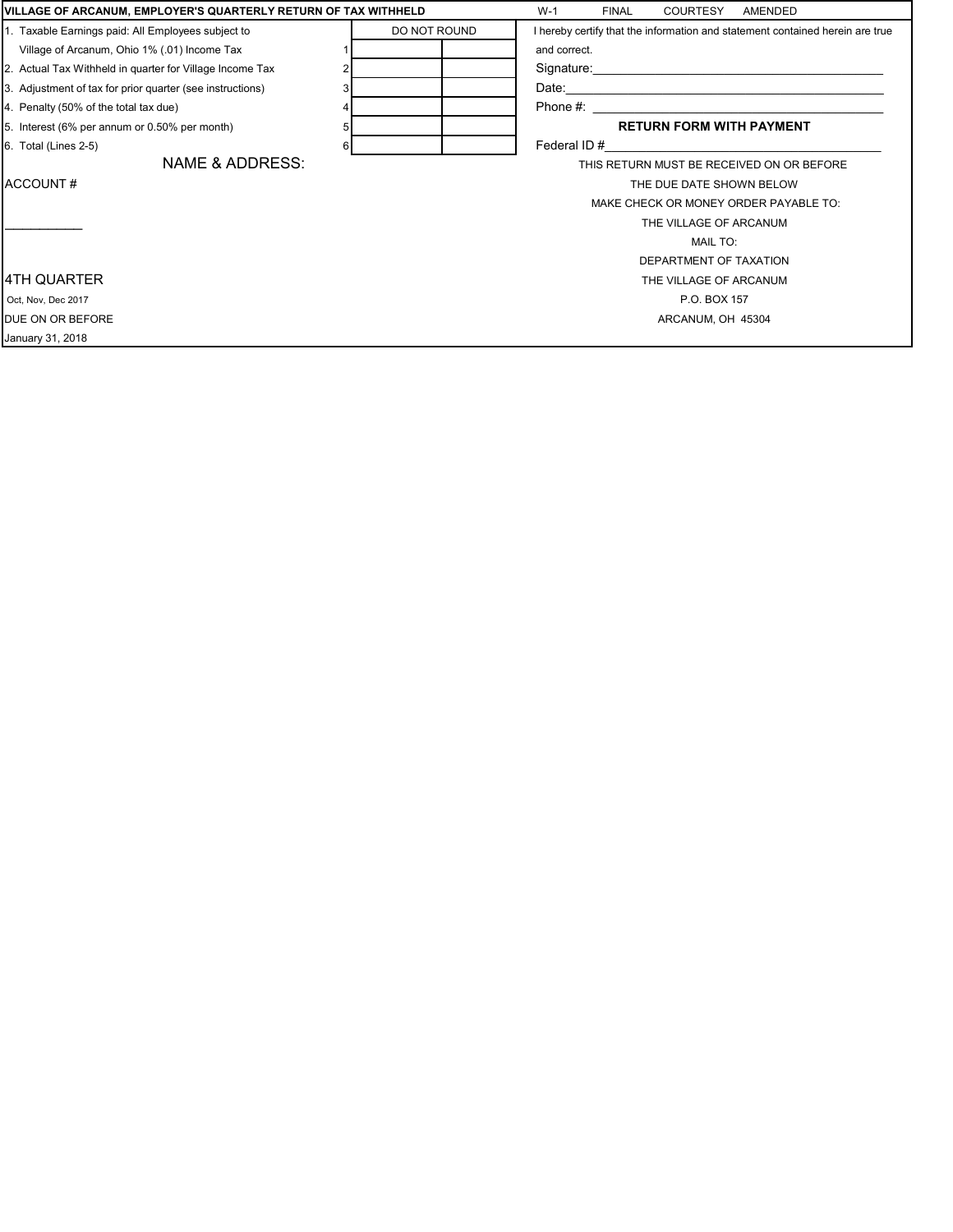**VILLAGE OF ARCANUM, EMPLOYER'S QUARTERLY RETURN OF TAX WITHHELD**

W-1 FINAL COURTESY AMENDED

| | | DO NOT ROUND | |
|---|---|---|---|
| 1. Taxable Earnings paid: All Employees subject to Village of Arcanum, Ohio 1% (.01) Income Tax | 1 | | |
| 2. Actual Tax Withheld in quarter for Village Income Tax | 2 | | |
| 3. Adjustment of tax for prior quarter (see instructions) | 3 | | |
| 4. Penalty (50% of the total tax due) | 4 | | |
| 5. Interest (6% per annum or 0.50% per month) | 5 | | |
| 6. Total (Lines 2-5) | 6 | | |

I hereby certify that the information and statement contained herein are true and correct.

Signature:\_\_\_\_\_\_\_\_\_\_\_\_\_\_\_\_\_\_\_\_\_\_\_\_\_\_\_\_\_\_\_\_\_\_\_\_\_\_\_\_

Date:\_\_\_\_\_\_\_\_\_\_\_\_\_\_\_\_\_\_\_\_\_\_\_\_\_\_\_\_\_\_\_\_\_\_\_\_\_\_\_\_\_\_\_

Phone #: \_\_\_\_\_\_\_\_\_\_\_\_\_\_\_\_\_\_\_\_\_\_\_\_\_\_\_\_\_\_\_\_\_\_\_\_\_\_\_

**RETURN FORM WITH PAYMENT**

Federal ID #\_\_\_\_\_\_\_\_\_\_\_\_\_\_\_\_\_\_\_\_\_\_\_\_\_\_\_\_\_\_\_\_\_\_\_\_\_\_\_

NAME & ADDRESS:

ACCOUNT #

\_\_\_\_\_\_\_\_\_\_\_\_

4TH QUARTER

Oct, Nov, Dec 2017

DUE ON OR BEFORE

January 31, 2018

THIS RETURN MUST BE RECEIVED ON OR BEFORE THE DUE DATE SHOWN BELOW

MAKE CHECK OR MONEY ORDER PAYABLE TO:

THE VILLAGE OF ARCANUM

MAIL TO:

DEPARTMENT OF TAXATION

THE VILLAGE OF ARCANUM

P.O. BOX 157

ARCANUM, OH 45304